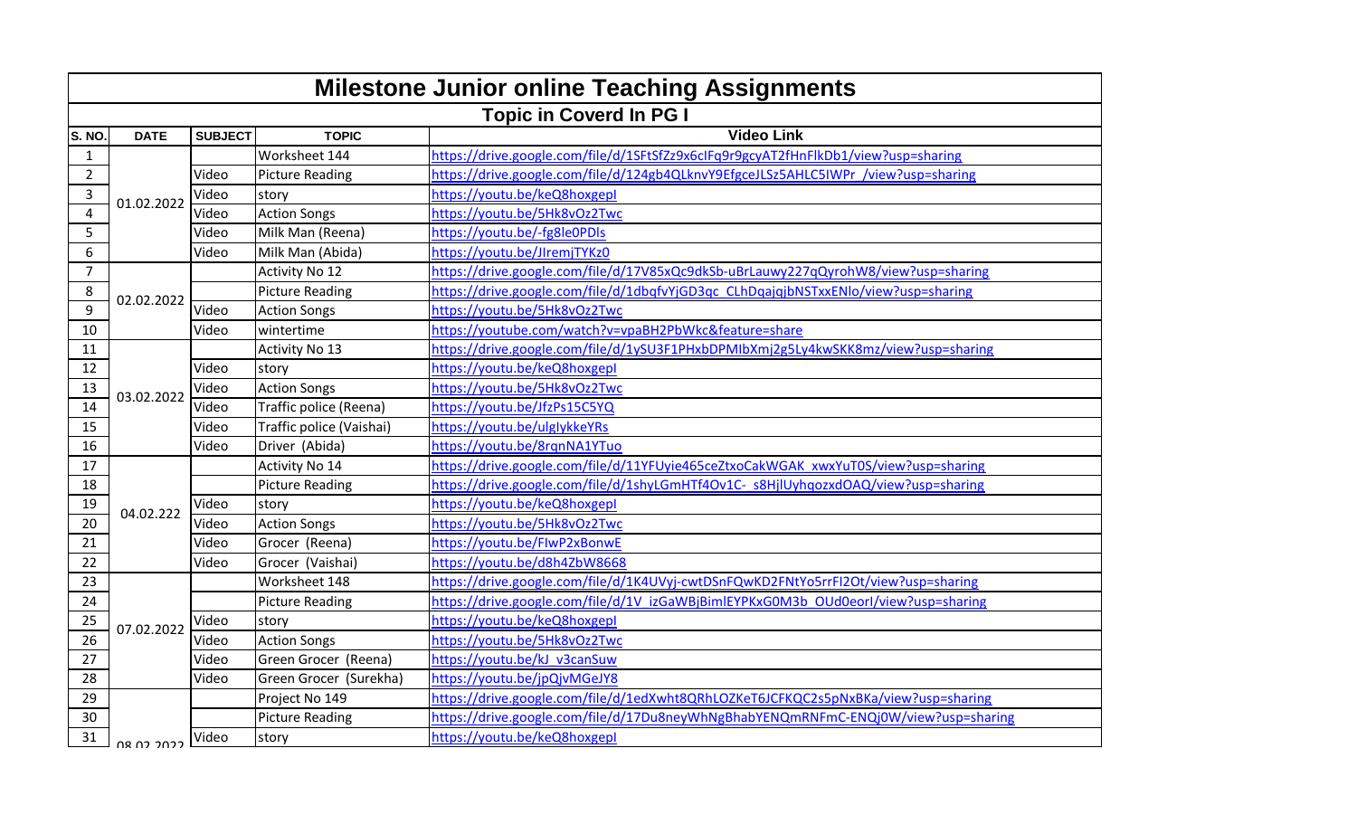# Milestone Junior online Teaching Assignments

## Topic in Coverd In PG I

| S. NO. | DATE | SUBJECT | TOPIC | Video Link |
|---|---|---|---|---|
| 1 | 01.02.2022 | | Worksheet 144 | https://drive.google.com/file/d/1SFtSfZz9x6cIFq9r9gcyAT2fHnFlkDb1/view?usp=sharing |
| 2 | | Video | Picture Reading | https://drive.google.com/file/d/124gb4QLknvY9EfgceJLSz5AHLC5IWPr_/view?usp=sharing |
| 3 | | Video | story | https://youtu.be/keQ8hoxgepI |
| 4 | | Video | Action Songs | https://youtu.be/5Hk8vOz2Twc |
| 5 | | Video | Milk Man (Reena) | https://youtu.be/-fg8le0PDls |
| 6 | | Video | Milk Man (Abida) | https://youtu.be/JIremjTYKz0 |
| 7 | 02.02.2022 | | Activity No 12 | https://drive.google.com/file/d/17V85xQc9dkSb-uBrLauwy227qQyrohW8/view?usp=sharing |
| 8 | | | Picture Reading | https://drive.google.com/file/d/1dbqfvYjGD3qc_CLhDqajqjbNSTxxENlo/view?usp=sharing |
| 9 | | Video | Action Songs | https://youtu.be/5Hk8vOz2Twc |
| 10 | | Video | wintertime | https://youtube.com/watch?v=vpaBH2PbWkc&feature=share |
| 11 | 03.02.2022 | | Activity No 13 | https://drive.google.com/file/d/1ySU3F1PHxbDPMIbXmj2g5Ly4kwSKK8mz/view?usp=sharing |
| 12 | | Video | story | https://youtu.be/keQ8hoxgepI |
| 13 | | Video | Action Songs | https://youtu.be/5Hk8vOz2Twc |
| 14 | | Video | Traffic police (Reena) | https://youtu.be/JfzPs15C5YQ |
| 15 | | Video | Traffic police (Vaishai) | https://youtu.be/ulglykkeYRs |
| 16 | | Video | Driver (Abida) | https://youtu.be/8rqnNA1YTuo |
| 17 | 04.02.222 | | Activity No 14 | https://drive.google.com/file/d/11YFUyie465ceZtxoCakWGAK_xwxYuT0S/view?usp=sharing |
| 18 | | | Picture Reading | https://drive.google.com/file/d/1shyLGmHTf4Ov1C-_s8HjlUyhqozxdOAQ/view?usp=sharing |
| 19 | | Video | story | https://youtu.be/keQ8hoxgepI |
| 20 | | Video | Action Songs | https://youtu.be/5Hk8vOz2Twc |
| 21 | | Video | Grocer (Reena) | https://youtu.be/FIwP2xBonwE |
| 22 | | Video | Grocer (Vaishai) | https://youtu.be/d8h4ZbW8668 |
| 23 | 07.02.2022 | | Worksheet 148 | https://drive.google.com/file/d/1K4UVyj-cwtDSnFQwKD2FNtYo5rrFI2Ot/view?usp=sharing |
| 24 | | | Picture Reading | https://drive.google.com/file/d/1V_izGaWBjBimlEYPKxG0M3b_OUd0eorl/view?usp=sharing |
| 25 | | Video | story | https://youtu.be/keQ8hoxgepI |
| 26 | | Video | Action Songs | https://youtu.be/5Hk8vOz2Twc |
| 27 | | Video | Green Grocer (Reena) | https://youtu.be/kJ_v3canSuw |
| 28 | | Video | Green Grocer (Surekha) | https://youtu.be/jpQjvMGeJY8 |
| 29 | 08.02.2022 | | Project No 149 | https://drive.google.com/file/d/1edXwht8QRhLOZKeT6JCFKQC2s5pNxBKa/view?usp=sharing |
| 30 | | | Picture Reading | https://drive.google.com/file/d/17Du8neyWhNgBhabYENQmRNFmC-ENQj0W/view?usp=sharing |
| 31 | | Video | story | https://youtu.be/keQ8hoxgepI |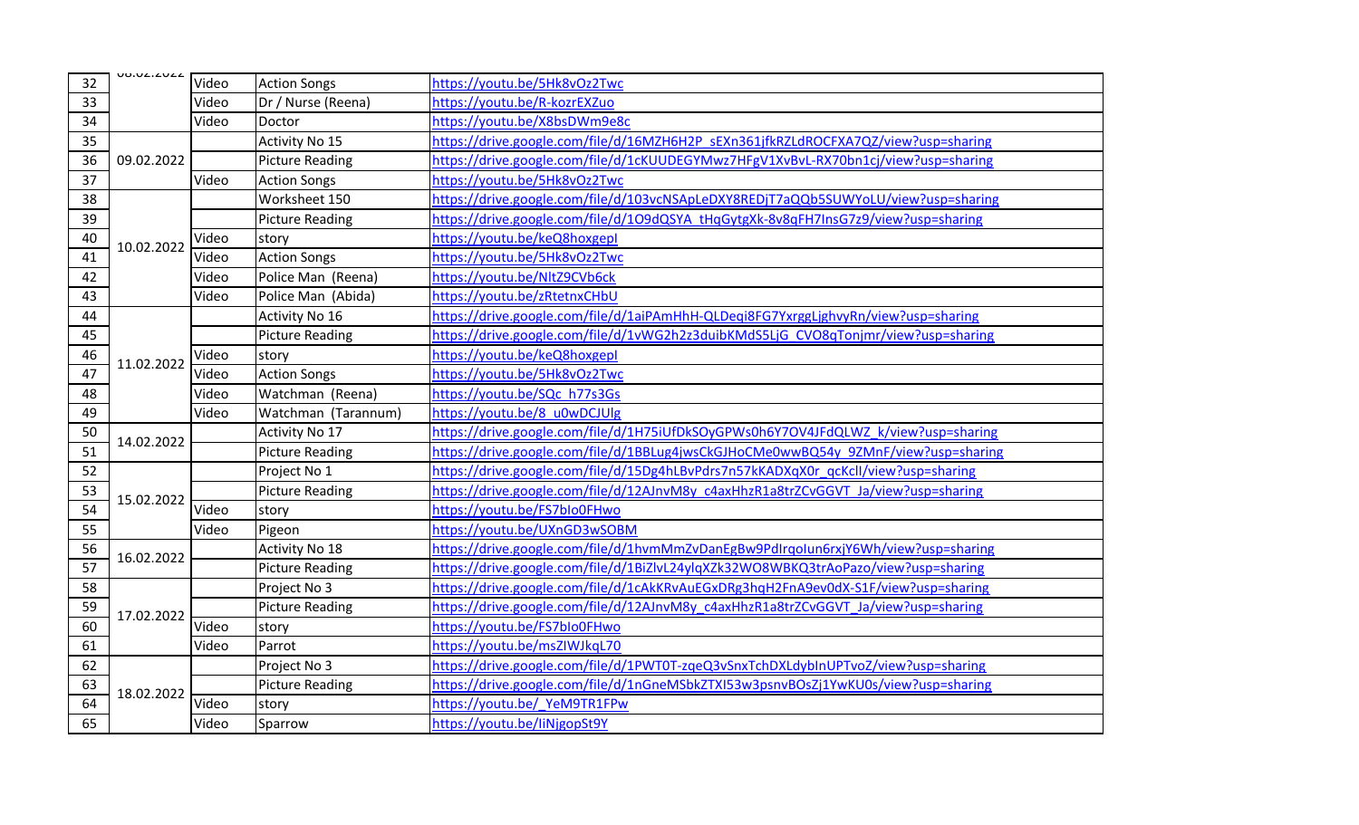| 32 | 08.02.2022 | Video | Action Songs | https://youtu.be/5Hk8vOz2Twc |
|---|---|---|---|---|
| 33 | | Video | Dr / Nurse (Reena) | https://youtu.be/R-kozrEXZuo |
| 34 | | Video | Doctor | https://youtu.be/X8bsDWm9e8c |
| 35 | 09.02.2022 | | Activity No 15 | https://drive.google.com/file/d/16MZH6H2P_sEXn361jfkRZLdROCFXA7QZ/view?usp=sharing |
| 36 | | | Picture Reading | https://drive.google.com/file/d/1cKUUDEGYMwz7HFgV1XvBvL-RX70bn1cj/view?usp=sharing |
| 37 | | Video | Action Songs | https://youtu.be/5Hk8vOz2Twc |
| 38 | 10.02.2022 | | Worksheet 150 | https://drive.google.com/file/d/103vcNSApLeDXY8REDjT7aQQb5SUWYoLU/view?usp=sharing |
| 39 | | | Picture Reading | https://drive.google.com/file/d/1O9dQSYA_tHqGytgXk-8v8qFH7InsG7z9/view?usp=sharing |
| 40 | | Video | story | https://youtu.be/keQ8hoxgepI |
| 41 | | Video | Action Songs | https://youtu.be/5Hk8vOz2Twc |
| 42 | | Video | Police Man (Reena) | https://youtu.be/NltZ9CVb6ck |
| 43 | | Video | Police Man (Abida) | https://youtu.be/zRtetnxCHbU |
| 44 | 11.02.2022 | | Activity No 16 | https://drive.google.com/file/d/1aiPAmHhH-QLDeqi8FG7YxrggLjghvyRn/view?usp=sharing |
| 45 | | | Picture Reading | https://drive.google.com/file/d/1vWG2h2z3duibKMdS5LjG_CVO8qTonjmr/view?usp=sharing |
| 46 | | Video | story | https://youtu.be/keQ8hoxgepI |
| 47 | | Video | Action Songs | https://youtu.be/5Hk8vOz2Twc |
| 48 | | Video | Watchman (Reena) | https://youtu.be/SQc_h77s3Gs |
| 49 | | Video | Watchman (Tarannum) | https://youtu.be/8_u0wDCJUlg |
| 50 | 14.02.2022 | | Activity No 17 | https://drive.google.com/file/d/1H75iUfDkSOyGPWs0h6Y7OV4JFdQLWZ_k/view?usp=sharing |
| 51 | | | Picture Reading | https://drive.google.com/file/d/1BBLug4jwsCkGJHoCMe0wwBQ54y_9ZMnF/view?usp=sharing |
| 52 | 15.02.2022 | | Project No 1 | https://drive.google.com/file/d/15Dg4hLBvPdrs7n57kKADXqX0r_qcKclI/view?usp=sharing |
| 53 | | | Picture Reading | https://drive.google.com/file/d/12AJnvM8y_c4axHhzR1a8trZCvGGVT_Ja/view?usp=sharing |
| 54 | | Video | story | https://youtu.be/FS7bIo0FHwo |
| 55 | | Video | Pigeon | https://youtu.be/UXnGD3wSOBM |
| 56 | 16.02.2022 | | Activity No 18 | https://drive.google.com/file/d/1hvmMmZvDanEgBw9PdIrqoIun6rxjY6Wh/view?usp=sharing |
| 57 | | | Picture Reading | https://drive.google.com/file/d/1BiZlvL24ylqXZk32WO8WBKQ3trAoPazo/view?usp=sharing |
| 58 | 17.02.2022 | | Project No 3 | https://drive.google.com/file/d/1cAkKRvAuEGxDRg3hqH2FnA9ev0dX-S1F/view?usp=sharing |
| 59 | | | Picture Reading | https://drive.google.com/file/d/12AJnvM8y_c4axHhzR1a8trZCvGGVT_Ja/view?usp=sharing |
| 60 | | Video | story | https://youtu.be/FS7bIo0FHwo |
| 61 | | Video | Parrot | https://youtu.be/msZIWJkqL70 |
| 62 | 18.02.2022 | | Project No 3 | https://drive.google.com/file/d/1PWT0T-zqeQ3vSnxTchDXLdybInUPTvoZ/view?usp=sharing |
| 63 | | | Picture Reading | https://drive.google.com/file/d/1nGneMSbkZTXI53w3psnvBOsZj1YwKU0s/view?usp=sharing |
| 64 | | Video | story | https://youtu.be/_YeM9TR1FPw |
| 65 | | Video | Sparrow | https://youtu.be/liNjgopSt9Y |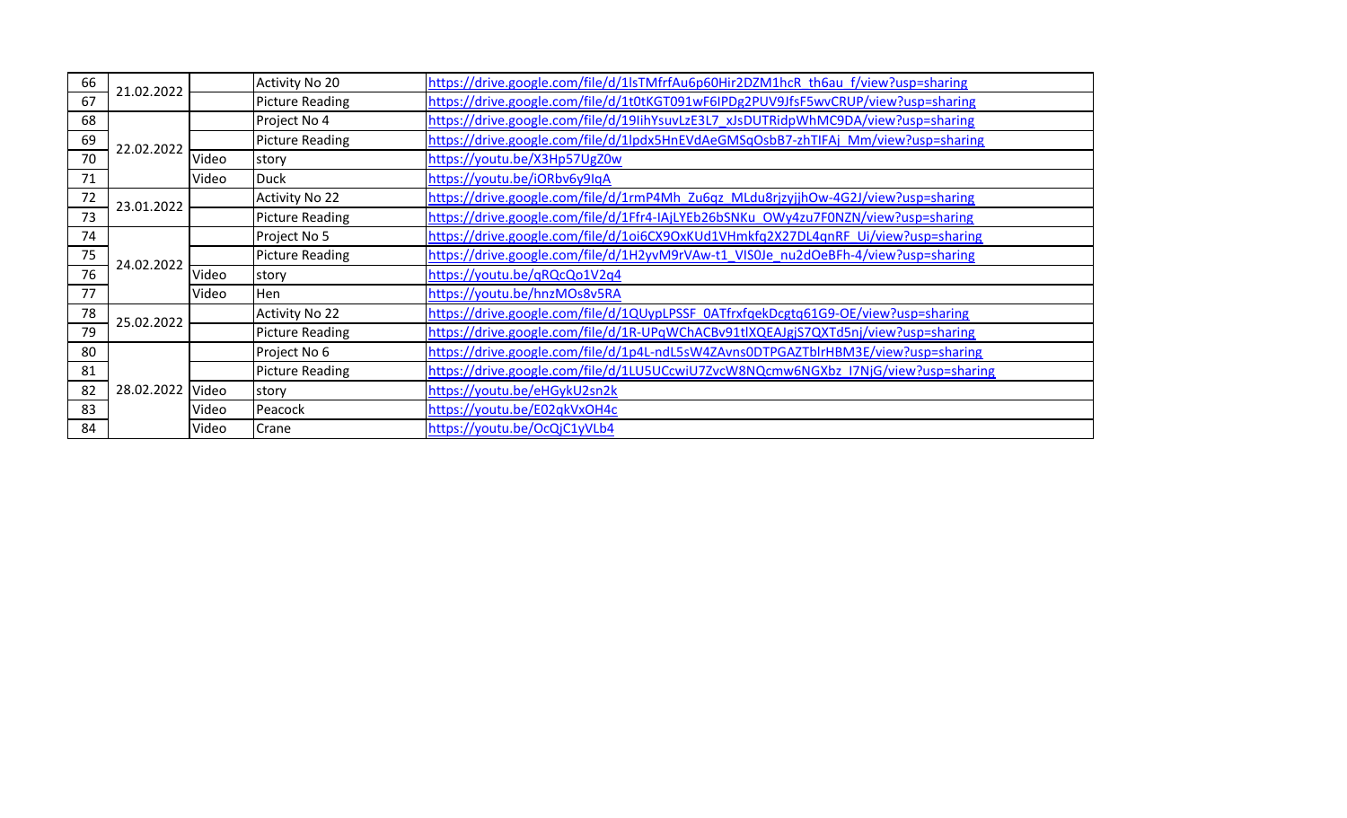| | | | | |
|---|---|---|---|---|
| 66 | 21.02.2022 | | Activity No 20 | https://drive.google.com/file/d/1lsTMfrfAu6p60Hir2DZM1hcR_th6au_f/view?usp=sharing |
| 67 | | | Picture Reading | https://drive.google.com/file/d/1t0tKGT091wF6IPDg2PUV9JfsF5wvCRUP/view?usp=sharing |
| 68 | 22.02.2022 | | Project No 4 | https://drive.google.com/file/d/19IihYsuvLzE3L7_xJsDUTRidpWhMC9DA/view?usp=sharing |
| 69 | | | Picture Reading | https://drive.google.com/file/d/1lpdx5HnEVdAeGMSqOsbB7-zhTIFAj_Mm/view?usp=sharing |
| 70 | | Video | story | https://youtu.be/X3Hp57UgZ0w |
| 71 | | Video | Duck | https://youtu.be/iORbv6y9IqA |
| 72 | 23.01.2022 | | Activity No 22 | https://drive.google.com/file/d/1rmP4Mh_Zu6qz_MLdu8rjzyjjhOw-4G2J/view?usp=sharing |
| 73 | | | Picture Reading | https://drive.google.com/file/d/1Ffr4-IAjLYEb26bSNKu_OWy4zu7F0NZN/view?usp=sharing |
| 74 | 24.02.2022 | | Project No 5 | https://drive.google.com/file/d/1oi6CX9OxKUd1VHmkfq2X27DL4qnRF_Ui/view?usp=sharing |
| 75 | | | Picture Reading | https://drive.google.com/file/d/1H2yvM9rVAw-t1_VIS0Je_nu2dOeBFh-4/view?usp=sharing |
| 76 | | Video | story | https://youtu.be/qRQcQo1V2q4 |
| 77 | | Video | Hen | https://youtu.be/hnzMOs8v5RA |
| 78 | 25.02.2022 | | Activity No 22 | https://drive.google.com/file/d/1QUypLPSSF_0ATfrxfqekDcgtq61G9-OE/view?usp=sharing |
| 79 | | | Picture Reading | https://drive.google.com/file/d/1R-UPqWChACBv91tlXQEAJgjS7QXTd5nj/view?usp=sharing |
| 80 | 28.02.2022 | | Project No 6 | https://drive.google.com/file/d/1p4L-ndL5sW4ZAvns0DTPGAZTblrHBM3E/view?usp=sharing |
| 81 | | | Picture Reading | https://drive.google.com/file/d/1LU5UCcwiU7ZvcW8NQcmw6NGXbz_I7NjG/view?usp=sharing |
| 82 | | Video | story | https://youtu.be/eHGykU2sn2k |
| 83 | | Video | Peacock | https://youtu.be/E02qkVxOH4c |
| 84 | | Video | Crane | https://youtu.be/OcQjC1yVLb4 |